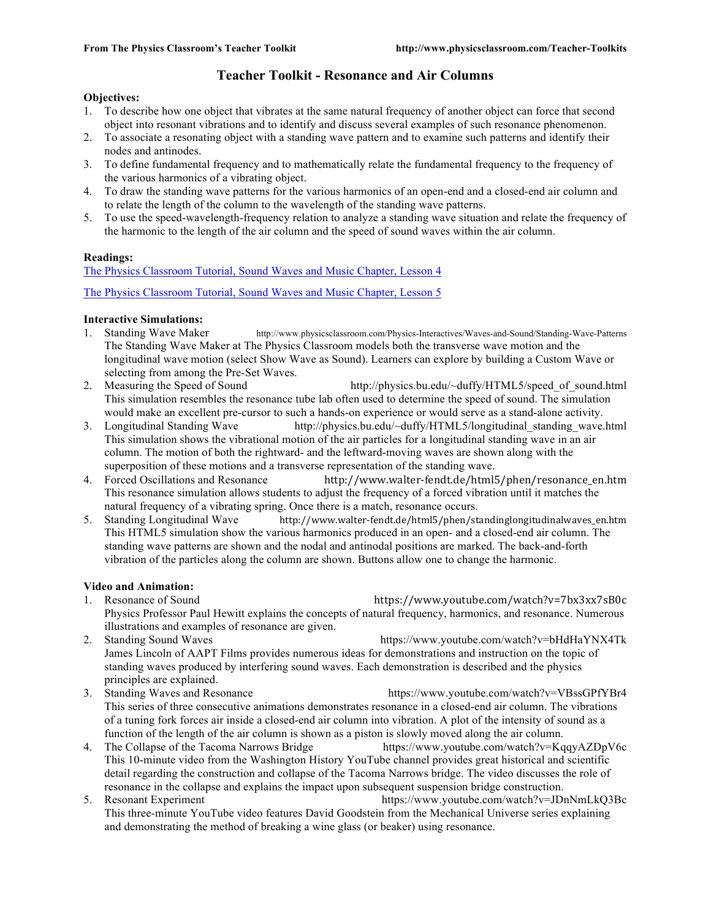# Teacher Toolkit - Resonance and Air Columns

**Objectives:**

1. To describe how one object that vibrates at the same natural frequency of another object can force that second object into resonant vibrations and to identify and discuss several examples of such resonance phenomenon.
2. To associate a resonating object with a standing wave pattern and to examine such patterns and identify their nodes and antinodes.
3. To define fundamental frequency and to mathematically relate the fundamental frequency to the frequency of the various harmonics of a vibrating object.
4. To draw the standing wave patterns for the various harmonics of an open-end and a closed-end air column and to relate the length of the column to the wavelength of the standing wave patterns.
5. To use the speed-wavelength-frequency relation to analyze a standing wave situation and relate the frequency of the harmonic to the length of the air column and the speed of sound waves within the air column.

**Readings:**

The Physics Classroom Tutorial, Sound Waves and Music Chapter, Lesson 4

The Physics Classroom Tutorial, Sound Waves and Music Chapter, Lesson 5

**Interactive Simulations:**

1. Standing Wave Maker http://www.physicsclassroom.com/Physics-Interactives/Waves-and-Sound/Standing-Wave-Patterns
   The Standing Wave Maker at The Physics Classroom models both the transverse wave motion and the longitudinal wave motion (select Show Wave as Sound). Learners can explore by building a Custom Wave or selecting from among the Pre-Set Waves.
2. Measuring the Speed of Sound http://physics.bu.edu/~duffy/HTML5/speed_of_sound.html
   This simulation resembles the resonance tube lab often used to determine the speed of sound. The simulation would make an excellent pre-cursor to such a hands-on experience or would serve as a stand-alone activity.
3. Longitudinal Standing Wave http://physics.bu.edu/~duffy/HTML5/longitudinal_standing_wave.html
   This simulation shows the vibrational motion of the air particles for a longitudinal standing wave in an air column. The motion of both the rightward- and the leftward-moving waves are shown along with the superposition of these motions and a transverse representation of the standing wave.
4. Forced Oscillations and Resonance http://www.walter-fendt.de/html5/phen/resonance_en.htm
   This resonance simulation allows students to adjust the frequency of a forced vibration until it matches the natural frequency of a vibrating spring. Once there is a match, resonance occurs.
5. Standing Longitudinal Wave http://www.walter-fendt.de/html5/phen/standinglongitudinalwaves_en.htm
   This HTML5 simulation show the various harmonics produced in an open- and a closed-end air column. The standing wave patterns are shown and the nodal and antinodal positions are marked. The back-and-forth vibration of the particles along the column are shown. Buttons allow one to change the harmonic.

**Video and Animation:**

1. Resonance of Sound https://www.youtube.com/watch?v=7bx3xx7sB0c
   Physics Professor Paul Hewitt explains the concepts of natural frequency, harmonics, and resonance. Numerous illustrations and examples of resonance are given.
2. Standing Sound Waves https://www.youtube.com/watch?v=bHdHaYNX4Tk
   James Lincoln of AAPT Films provides numerous ideas for demonstrations and instruction on the topic of standing waves produced by interfering sound waves. Each demonstration is described and the physics principles are explained.
3. Standing Waves and Resonance https://www.youtube.com/watch?v=VBssGPfYBr4
   This series of three consecutive animations demonstrates resonance in a closed-end air column. The vibrations of a tuning fork forces air inside a closed-end air column into vibration. A plot of the intensity of sound as a function of the length of the air column is shown as a piston is slowly moved along the air column.
4. The Collapse of the Tacoma Narrows Bridge https://www.youtube.com/watch?v=KqqyAZDpV6c
   This 10-minute video from the Washington History YouTube channel provides great historical and scientific detail regarding the construction and collapse of the Tacoma Narrows bridge. The video discusses the role of resonance in the collapse and explains the impact upon subsequent suspension bridge construction.
5. Resonant Experiment https://www.youtube.com/watch?v=JDnNmLkQ3Bc
   This three-minute YouTube video features David Goodstein from the Mechanical Universe series explaining and demonstrating the method of breaking a wine glass (or beaker) using resonance.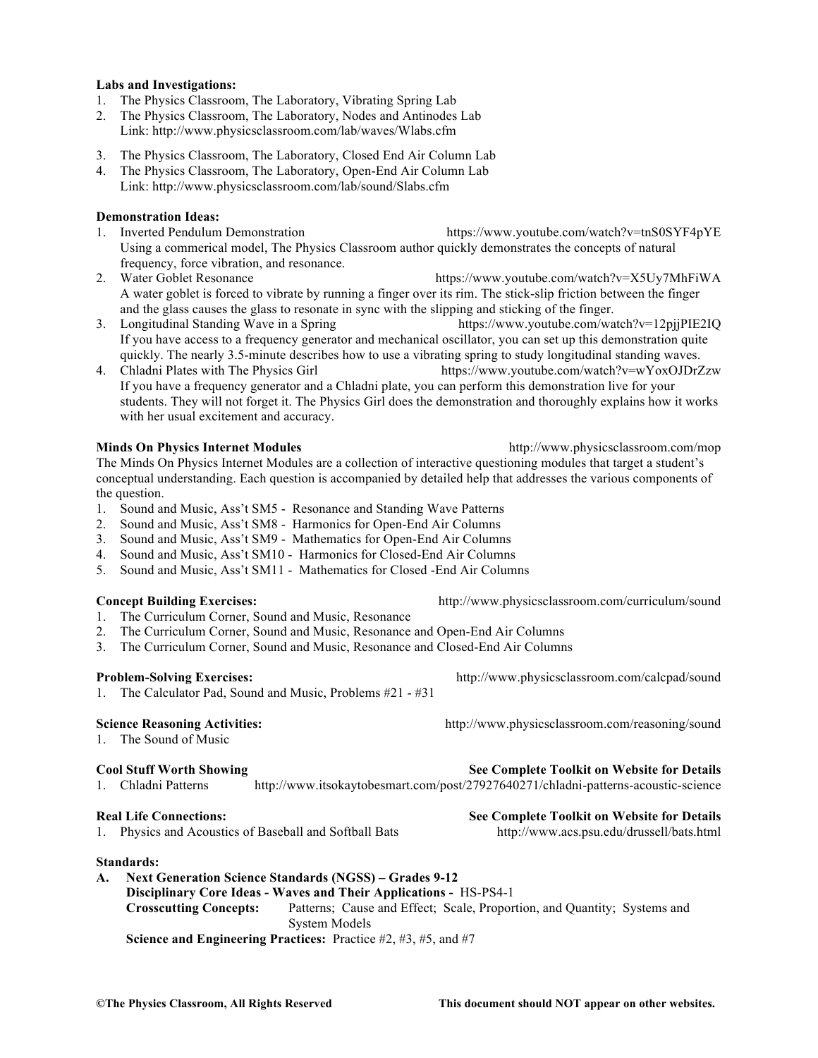**Labs and Investigations:**

1. The Physics Classroom, The Laboratory, Vibrating Spring Lab
2. The Physics Classroom, The Laboratory, Nodes and Antinodes Lab
   Link: http://www.physicsclassroom.com/lab/waves/Wlabs.cfm
3. The Physics Classroom, The Laboratory, Closed End Air Column Lab
4. The Physics Classroom, The Laboratory, Open-End Air Column Lab
   Link: http://www.physicsclassroom.com/lab/sound/Slabs.cfm

**Demonstration Ideas:**

1. Inverted Pendulum Demonstration https://www.youtube.com/watch?v=tnS0SYF4pYE
   Using a commerical model, The Physics Classroom author quickly demonstrates the concepts of natural frequency, force vibration, and resonance.
2. Water Goblet Resonance https://www.youtube.com/watch?v=X5Uy7MhFiWA
   A water goblet is forced to vibrate by running a finger over its rim. The stick-slip friction between the finger and the glass causes the glass to resonate in sync with the slipping and sticking of the finger.
3. Longitudinal Standing Wave in a Spring https://www.youtube.com/watch?v=12pjjPIE2IQ
   If you have access to a frequency generator and mechanical oscillator, you can set up this demonstration quite quickly. The nearly 3.5-minute describes how to use a vibrating spring to study longitudinal standing waves.
4. Chladni Plates with The Physics Girl https://www.youtube.com/watch?v=wYoxOJDrZzw
   If you have a frequency generator and a Chladni plate, you can perform this demonstration live for your students. They will not forget it. The Physics Girl does the demonstration and thoroughly explains how it works with her usual excitement and accuracy.

**Minds On Physics Internet Modules** http://www.physicsclassroom.com/mop

The Minds On Physics Internet Modules are a collection of interactive questioning modules that target a student's conceptual understanding. Each question is accompanied by detailed help that addresses the various components of the question.

1. Sound and Music, Ass't SM5 - Resonance and Standing Wave Patterns
2. Sound and Music, Ass't SM8 - Harmonics for Open-End Air Columns
3. Sound and Music, Ass't SM9 - Mathematics for Open-End Air Columns
4. Sound and Music, Ass't SM10 - Harmonics for Closed-End Air Columns
5. Sound and Music, Ass't SM11 - Mathematics for Closed -End Air Columns

**Concept Building Exercises:** http://www.physicsclassroom.com/curriculum/sound

1. The Curriculum Corner, Sound and Music, Resonance
2. The Curriculum Corner, Sound and Music, Resonance and Open-End Air Columns
3. The Curriculum Corner, Sound and Music, Resonance and Closed-End Air Columns

**Problem-Solving Exercises:** http://www.physicsclassroom.com/calcpad/sound

1. The Calculator Pad, Sound and Music, Problems #21 - #31

**Science Reasoning Activities:** http://www.physicsclassroom.com/reasoning/sound

1. The Sound of Music

**Cool Stuff Worth Showing** **See Complete Toolkit on Website for Details**

1. Chladni Patterns http://www.itsokaytobesmart.com/post/27927640271/chladni-patterns-acoustic-science

**Real Life Connections:** **See Complete Toolkit on Website for Details**

1. Physics and Acoustics of Baseball and Softball Bats http://www.acs.psu.edu/drussell/bats.html

**Standards:**

**A. Next Generation Science Standards (NGSS) – Grades 9-12**
   **Disciplinary Core Ideas - Waves and Their Applications -** HS-PS4-1
   **Crosscutting Concepts:** Patterns; Cause and Effect; Scale, Proportion, and Quantity; Systems and System Models
   **Science and Engineering Practices:** Practice #2, #3, #5, and #7

**©The Physics Classroom, All Rights Reserved** **This document should NOT appear on other websites.**